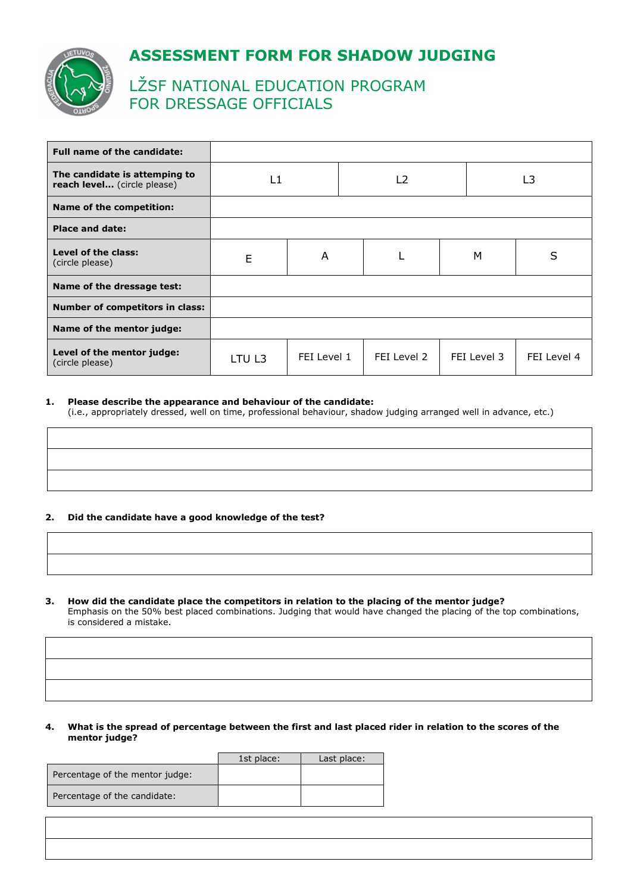# ASSESSMENT FORM FOR SHADOW JUDGING

## LŽSF NATIONAL EDUCATION PROGRAM FOR DRESSAGE OFFICIALS

| **Full name of the candidate:** | | | | | |
|---|---|---|---|---|---|
| **The candidate is attemping to reach level...** (circle please) | L1 | | L2 | | L3 |
| **Name of the competition:** | | | | | |
| **Place and date:** | | | | | |
| **Level of the class:** (circle please) | E | A | L | M | S |
| **Name of the dressage test:** | | | | | |
| **Number of competitors in class:** | | | | | |
| **Name of the mentor judge:** | | | | | |
| **Level of the mentor judge:** (circle please) | LTU L3 | FEI Level 1 | FEI Level 2 | FEI Level 3 | FEI Level 4 |

1. **Please describe the appearance and behaviour of the candidate:**
(i.e., appropriately dressed, well on time, professional behaviour, shadow judging arranged well in advance, etc.)

| |
|---|
| |
| |
| |

2. **Did the candidate have a good knowledge of the test?**

| |
|---|
| |
| |

3. **How did the candidate place the competitors in relation to the placing of the mentor judge?**
Emphasis on the 50% best placed combinations. Judging that would have changed the placing of the top combinations, is considered a mistake.

| |
|---|
| |
| |
| |

4. **What is the spread of percentage between the first and last placed rider in relation to the scores of the mentor judge?**

| | 1st place: | Last place: |
|---|---|---|
| Percentage of the mentor judge: | | |
| Percentage of the candidate: | | |

| |
|---|
| |
| |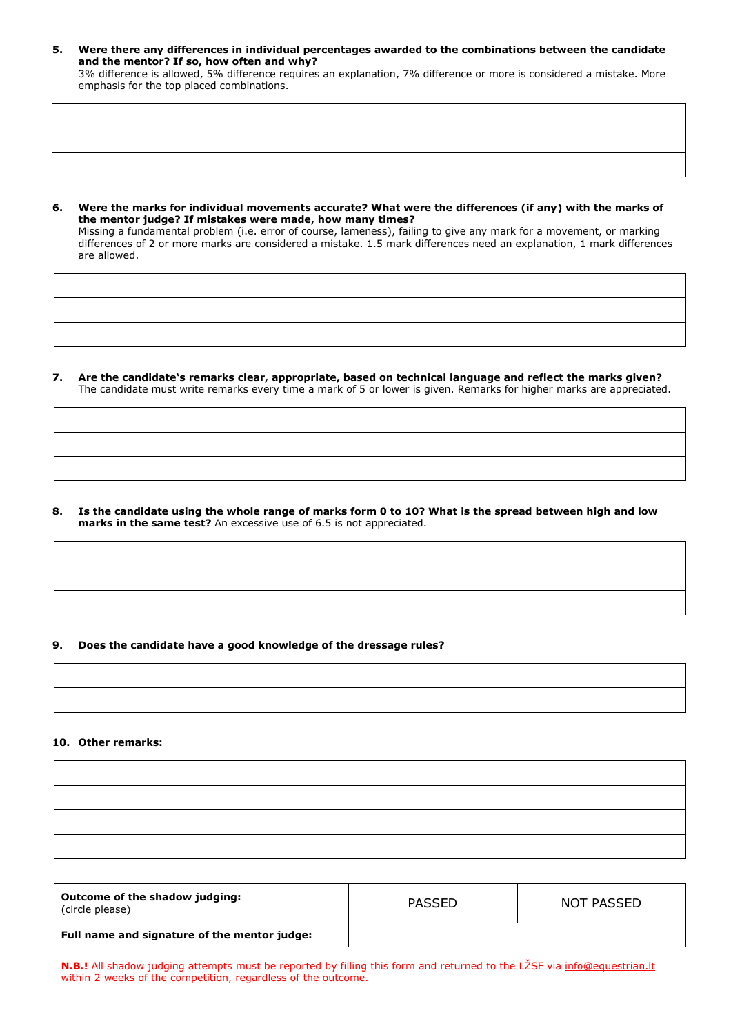5. **Were there any differences in individual percentages awarded to the combinations between the candidate and the mentor? If so, how often and why?**
   3% difference is allowed, 5% difference requires an explanation, 7% difference or more is considered a mistake. More emphasis for the top placed combinations.

| |
|---|
| |
| |
| |

6. **Were the marks for individual movements accurate? What were the differences (if any) with the marks of the mentor judge? If mistakes were made, how many times?**
   Missing a fundamental problem (i.e. error of course, lameness), failing to give any mark for a movement, or marking differences of 2 or more marks are considered a mistake. 1.5 mark differences need an explanation, 1 mark differences are allowed.

| |
|---|
| |
| |
| |

7. **Are the candidate's remarks clear, appropriate, based on technical language and reflect the marks given?**
   The candidate must write remarks every time a mark of 5 or lower is given. Remarks for higher marks are appreciated.

| |
|---|
| |
| |
| |

8. **Is the candidate using the whole range of marks form 0 to 10? What is the spread between high and low marks in the same test?** An excessive use of 6.5 is not appreciated.

| |
|---|
| |
| |
| |

9. **Does the candidate have a good knowledge of the dressage rules?**

| |
|---|
| |
| |

10. **Other remarks:**

| |
|---|
| |
| |
| |
| |

| | | |
|---|---|---|
| **Outcome of the shadow judging:** (circle please) | PASSED | NOT PASSED |
| **Full name and signature of the mentor judge:** | | |

**N.B.!** All shadow judging attempts must be reported by filling this form and returned to the LŽSF via info@equestrian.lt within 2 weeks of the competition, regardless of the outcome.